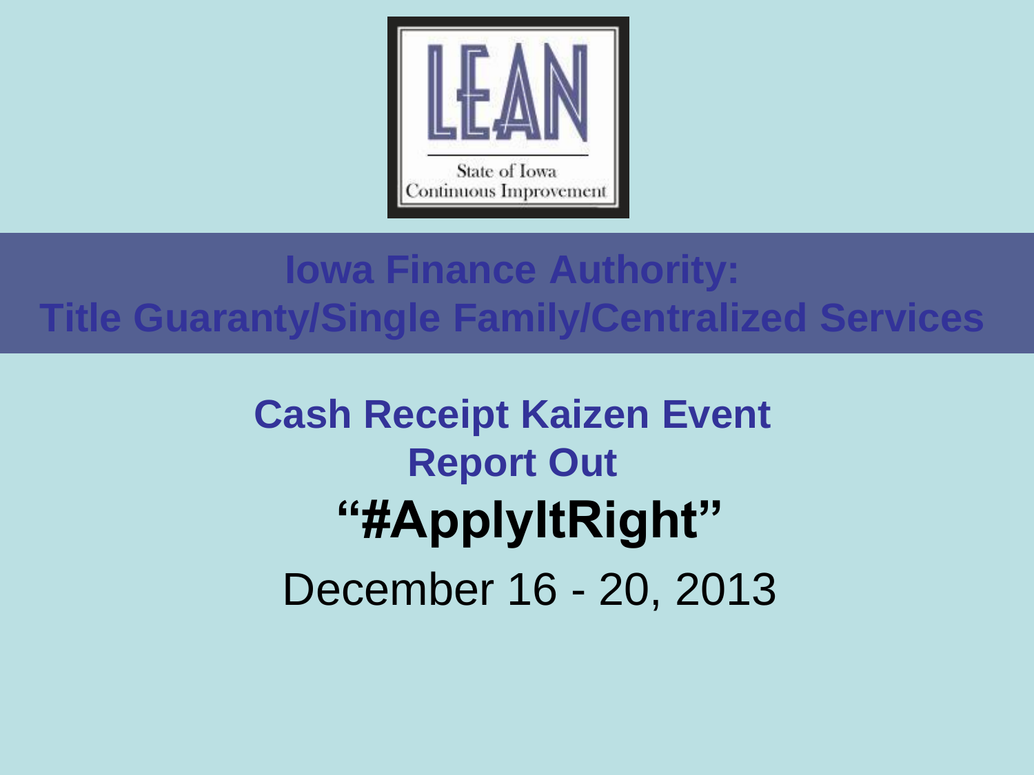LEAN

State of Iowa
Continuous Improvement

# Iowa Finance Authority: Title Guaranty/Single Family/Centralized Services

## Cash Receipt Kaizen Event Report Out

## "#ApplyItRight"

December 16 - 20, 2013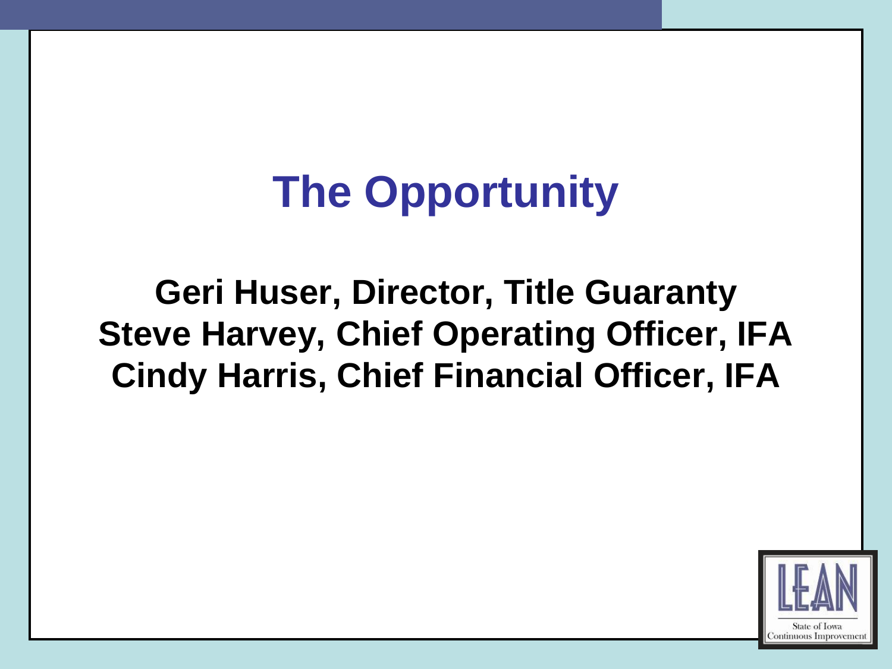# The Opportunity

**Geri Huser, Director, Title Guaranty**
**Steve Harvey, Chief Operating Officer, IFA**
**Cindy Harris, Chief Financial Officer, IFA**

LEAN
State of Iowa
Continuous Improvement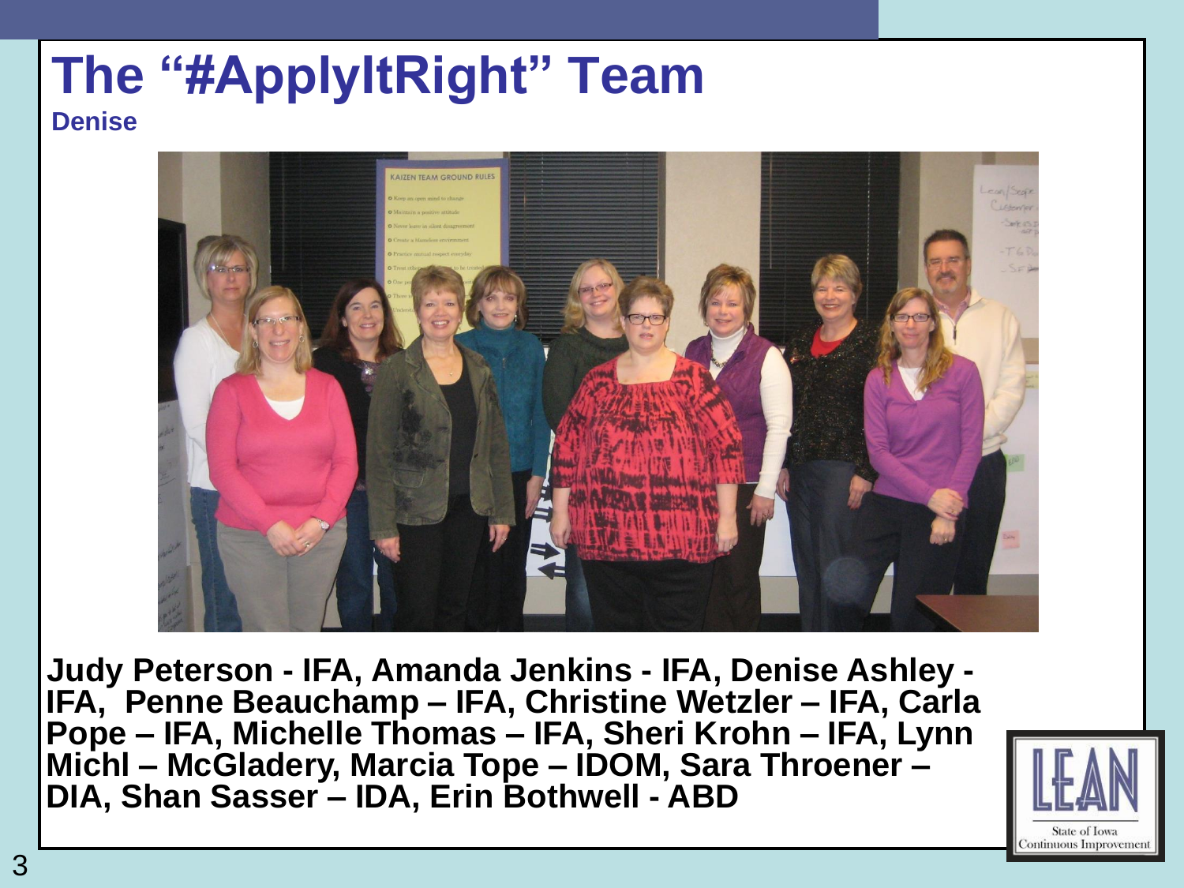# The "#ApplyItRight" Team

**Denise**

**Judy Peterson - IFA, Amanda Jenkins - IFA, Denise Ashley - IFA, Penne Beauchamp – IFA, Christine Wetzler – IFA, Carla Pope – IFA, Michelle Thomas – IFA, Sheri Krohn – IFA, Lynn Michl – McGladery, Marcia Tope – IDOM, Sara Throener – DIA, Shan Sasser – IDA, Erin Bothwell - ABD**

LEAN

State of Iowa Continuous Improvement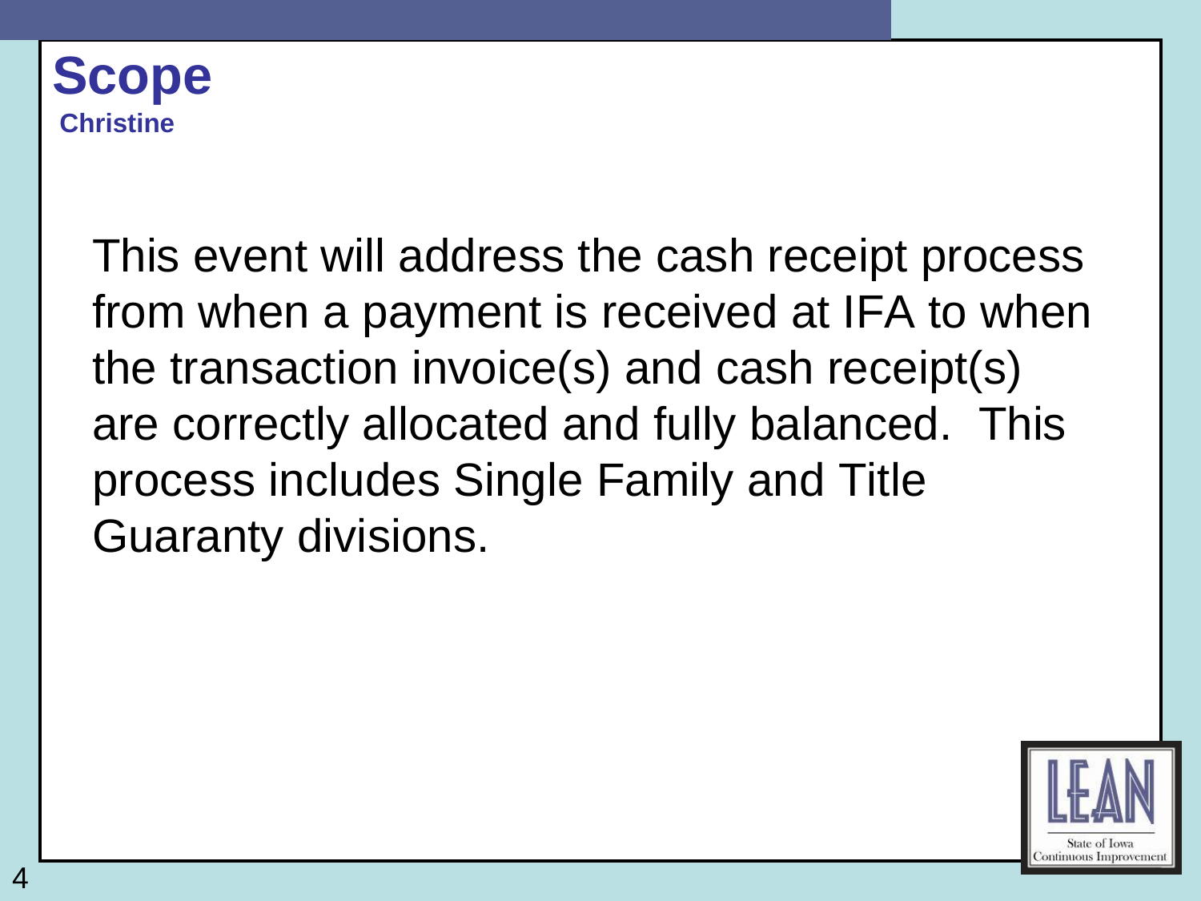# Scope

**Christine**

This event will address the cash receipt process from when a payment is received at IFA to when the transaction invoice(s) and cash receipt(s) are correctly allocated and fully balanced. This process includes Single Family and Title Guaranty divisions.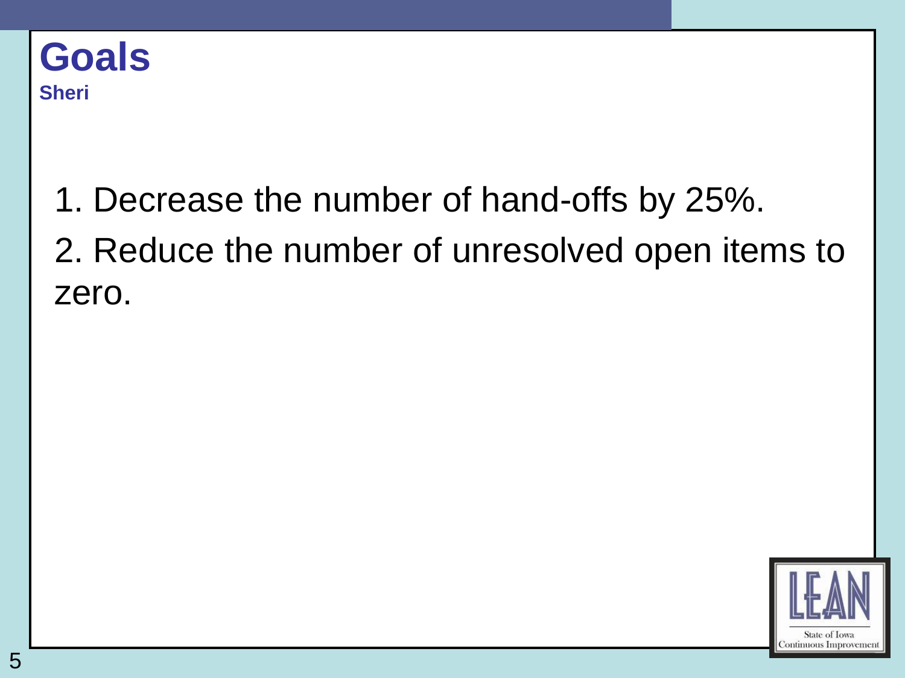# Goals

**Sheri**

1. Decrease the number of hand-offs by 25%.
2. Reduce the number of unresolved open items to zero.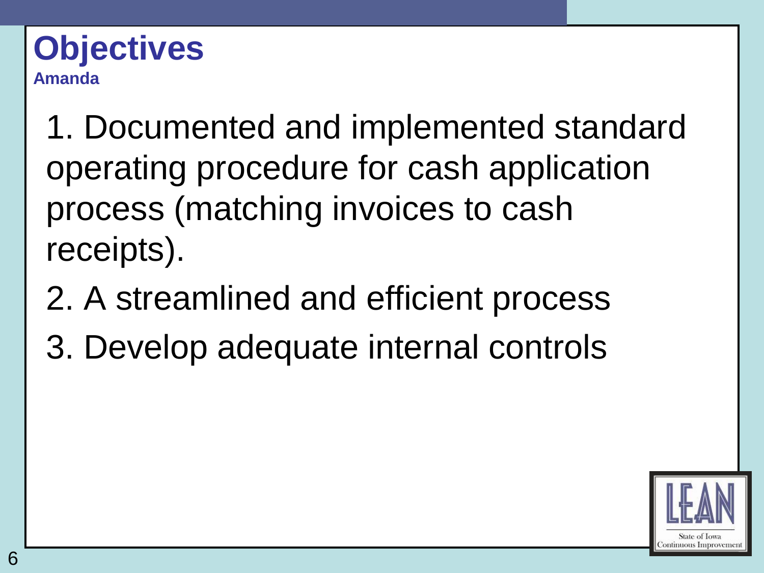# Objectives

**Amanda**

1. Documented and implemented standard operating procedure for cash application process (matching invoices to cash receipts).
2. A streamlined and efficient process
3. Develop adequate internal controls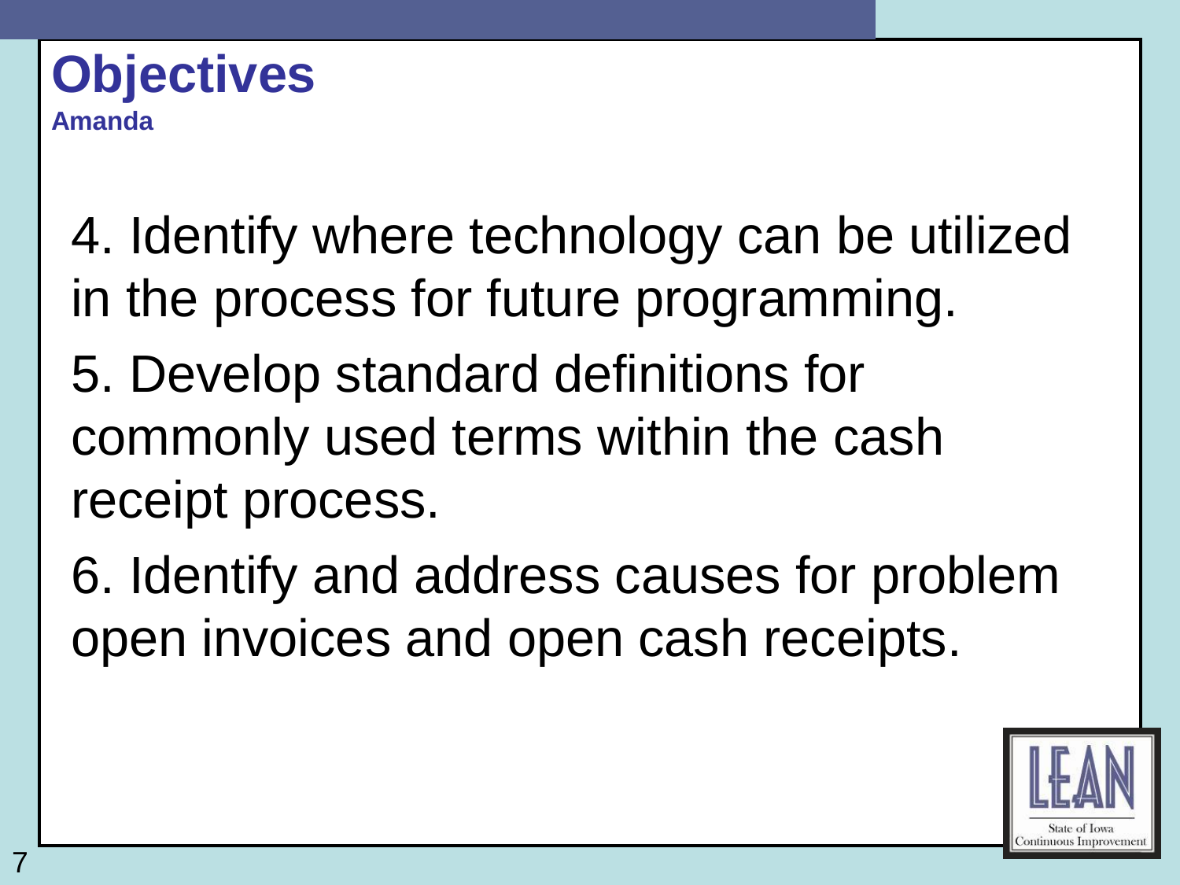# Objectives

**Amanda**

4. Identify where technology can be utilized in the process for future programming.
5. Develop standard definitions for commonly used terms within the cash receipt process.
6. Identify and address causes for problem open invoices and open cash receipts.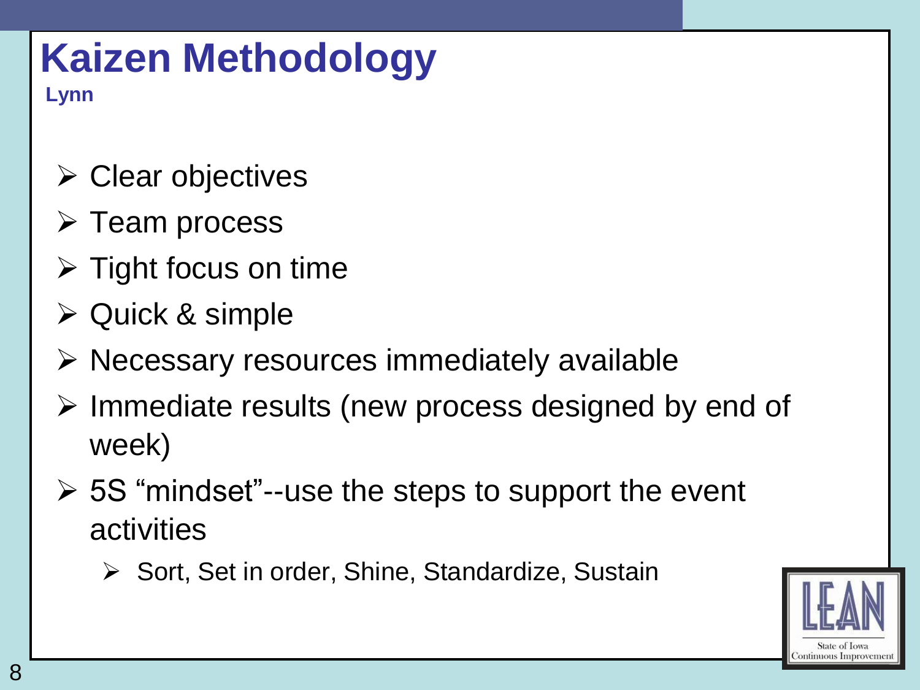# Kaizen Methodology

**Lynn**

- Clear objectives
- Team process
- Tight focus on time
- Quick & simple
- Necessary resources immediately available
- Immediate results (new process designed by end of week)
- 5S “mindset”--use the steps to support the event activities
  - Sort, Set in order, Shine, Standardize, Sustain

LEAN
State of Iowa
Continuous Improvement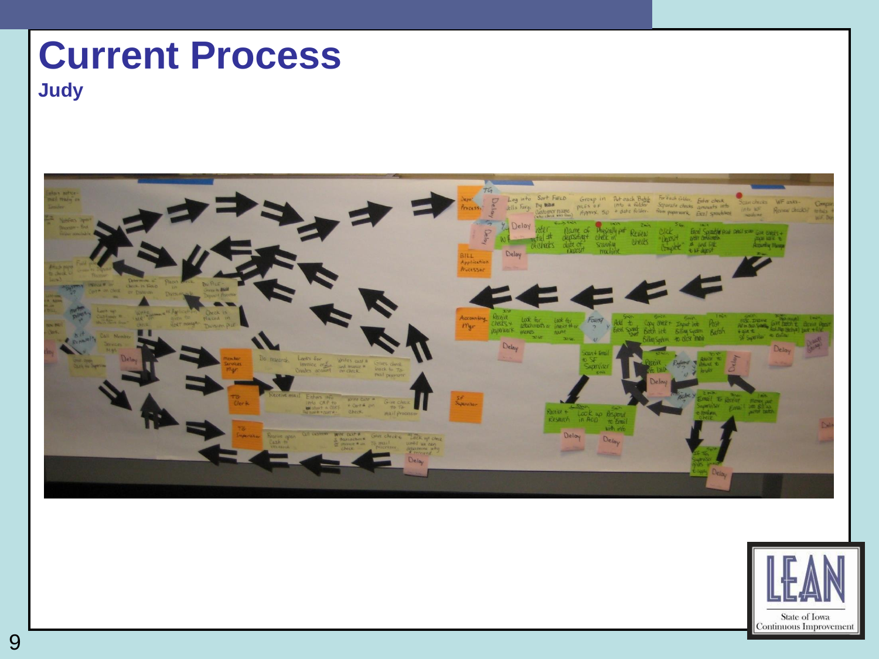# Current Process

**Judy**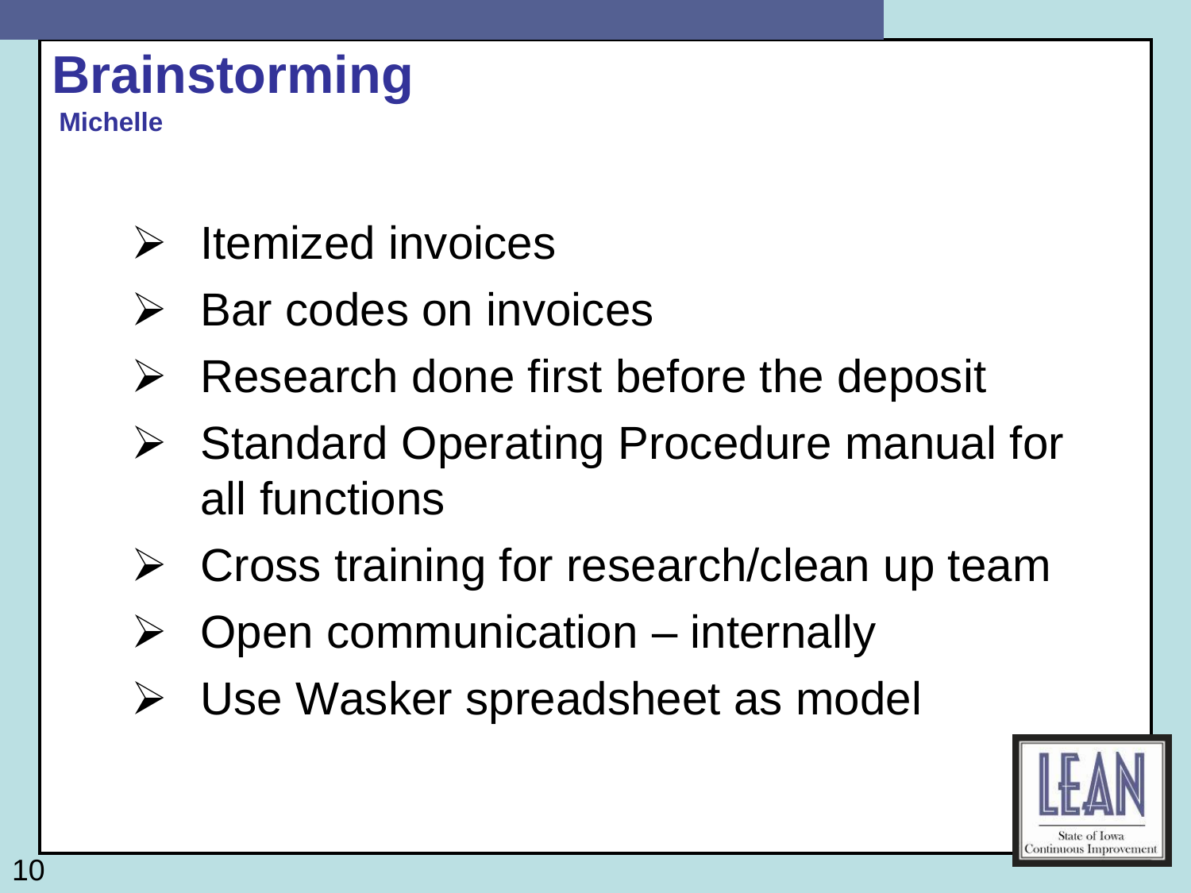# Brainstorming

**Michelle**

- Itemized invoices
- Bar codes on invoices
- Research done first before the deposit
- Standard Operating Procedure manual for all functions
- Cross training for research/clean up team
- Open communication – internally
- Use Wasker spreadsheet as model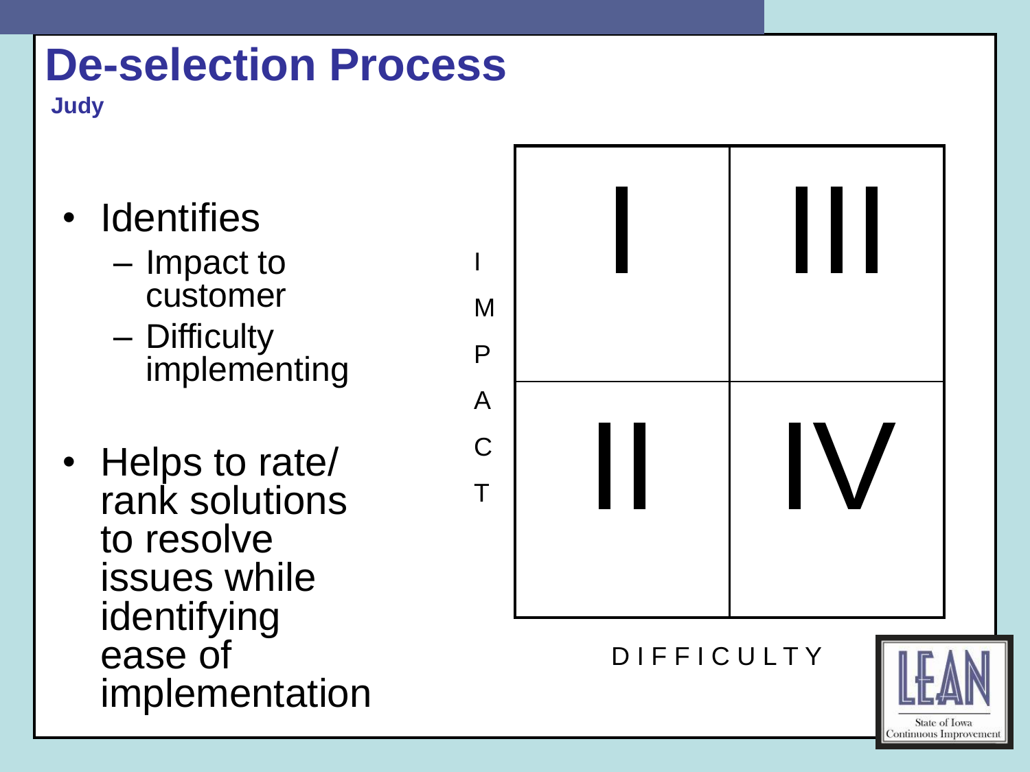# De-selection Process

**Judy**

- Identifies
  - Impact to customer
  - Difficulty implementing
- Helps to rate/ rank solutions to resolve issues while identifying ease of implementation

IMPACT

| | |
|---|---|
| I | III |
| II | IV |

DIFFICULTY

LEAN
State of Iowa
Continuous Improvement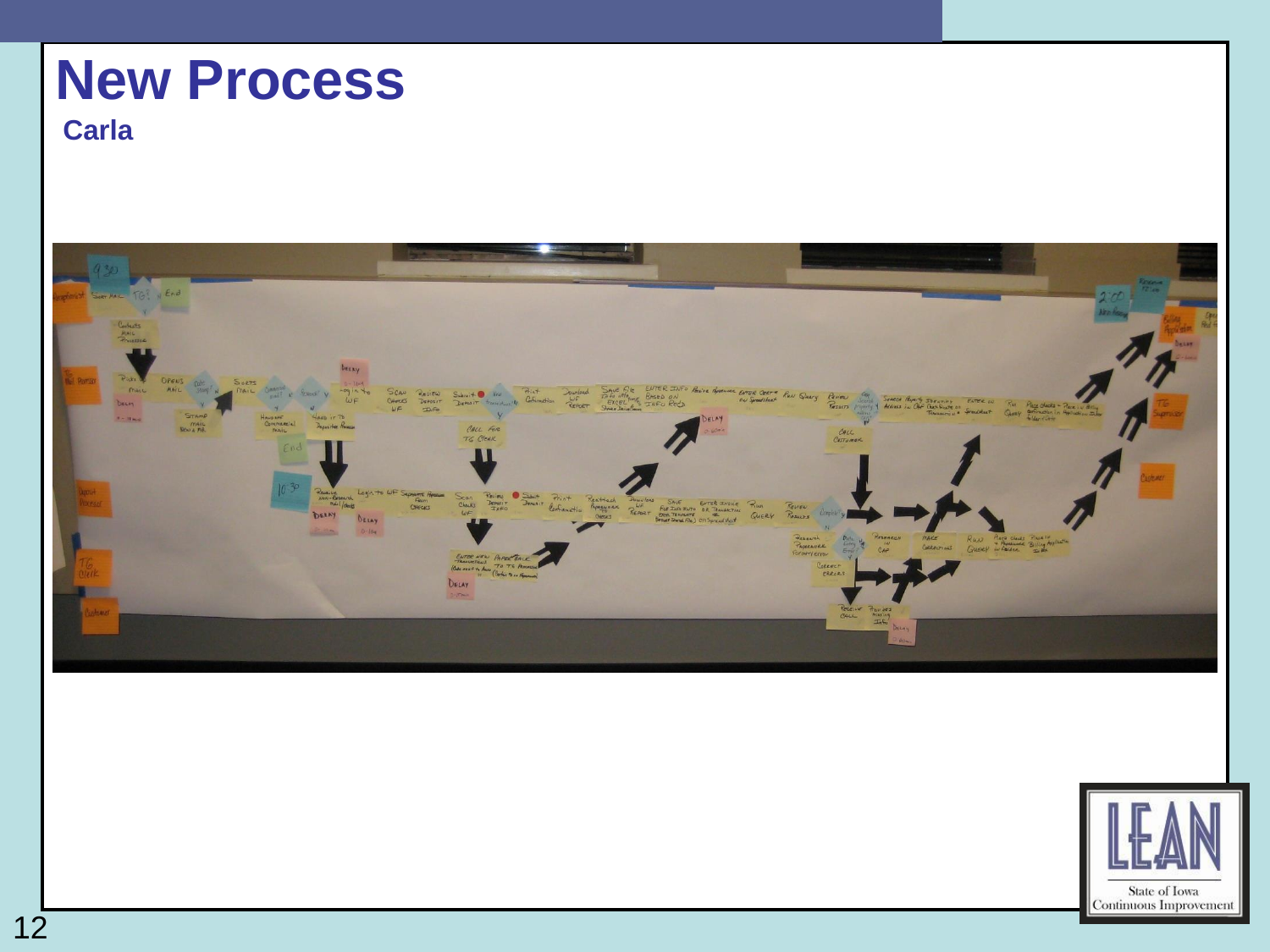# New Process

**Carla**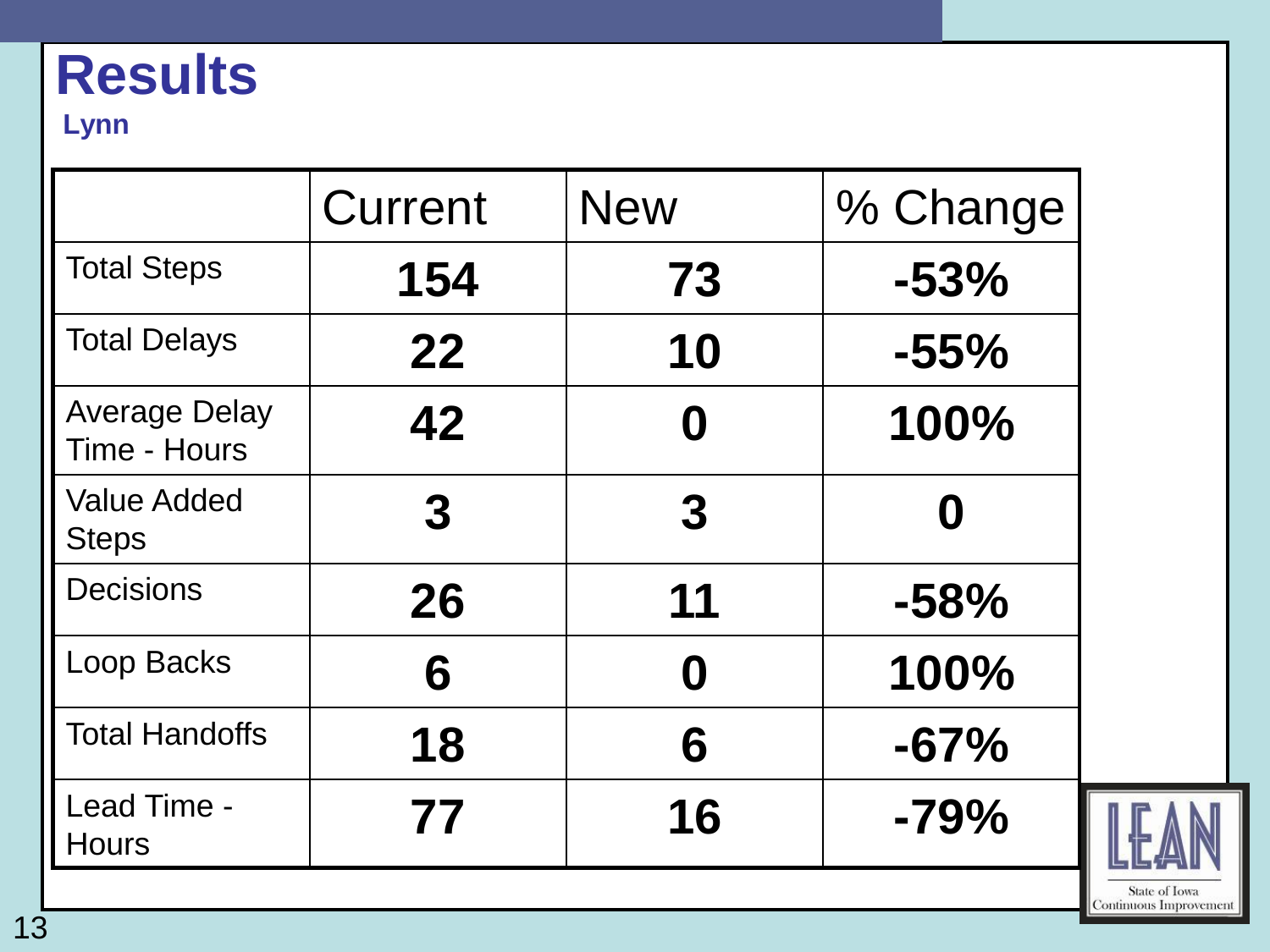# Results

**Lynn**

| | Current | New | % Change |
|---|---|---|---|
| Total Steps | **154** | **73** | **-53%** |
| Total Delays | **22** | **10** | **-55%** |
| Average Delay Time - Hours | **42** | **0** | **100%** |
| Value Added Steps | **3** | **3** | **0** |
| Decisions | **26** | **11** | **-58%** |
| Loop Backs | **6** | **0** | **100%** |
| Total Handoffs | **18** | **6** | **-67%** |
| Lead Time - Hours | **77** | **16** | **-79%** |

LEAN
State of Iowa
Continuous Improvement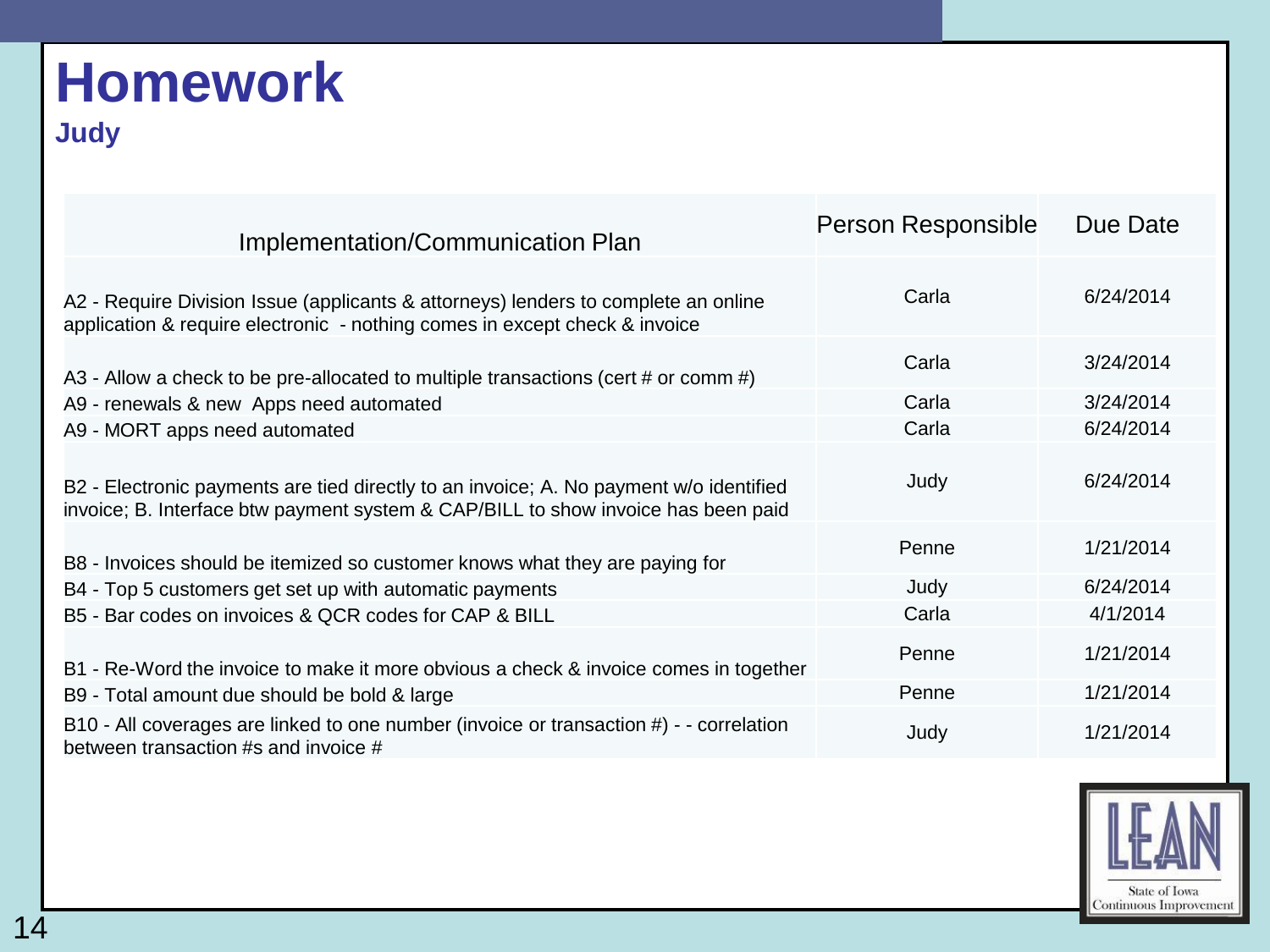# Homework

## Judy

| Implementation/Communication Plan | Person Responsible | Due Date |
|---|---|---|
| A2 - Require Division Issue (applicants & attorneys) lenders to complete an online application & require electronic - nothing comes in except check & invoice | Carla | 6/24/2014 |
| A3 - Allow a check to be pre-allocated to multiple transactions (cert # or comm #) | Carla | 3/24/2014 |
| A9 - renewals & new Apps need automated | Carla | 3/24/2014 |
| A9 - MORT apps need automated | Carla | 6/24/2014 |
| B2 - Electronic payments are tied directly to an invoice; A. No payment w/o identified invoice; B. Interface btw payment system & CAP/BILL to show invoice has been paid | Judy | 6/24/2014 |
| B8 - Invoices should be itemized so customer knows what they are paying for | Penne | 1/21/2014 |
| B4 - Top 5 customers get set up with automatic payments | Judy | 6/24/2014 |
| B5 - Bar codes on invoices & QCR codes for CAP & BILL | Carla | 4/1/2014 |
| B1 - Re-Word the invoice to make it more obvious a check & invoice comes in together | Penne | 1/21/2014 |
| B9 - Total amount due should be bold & large | Penne | 1/21/2014 |
| B10 - All coverages are linked to one number (invoice or transaction #) - - correlation between transaction #s and invoice # | Judy | 1/21/2014 |

LEAN
State of Iowa
Continuous Improvement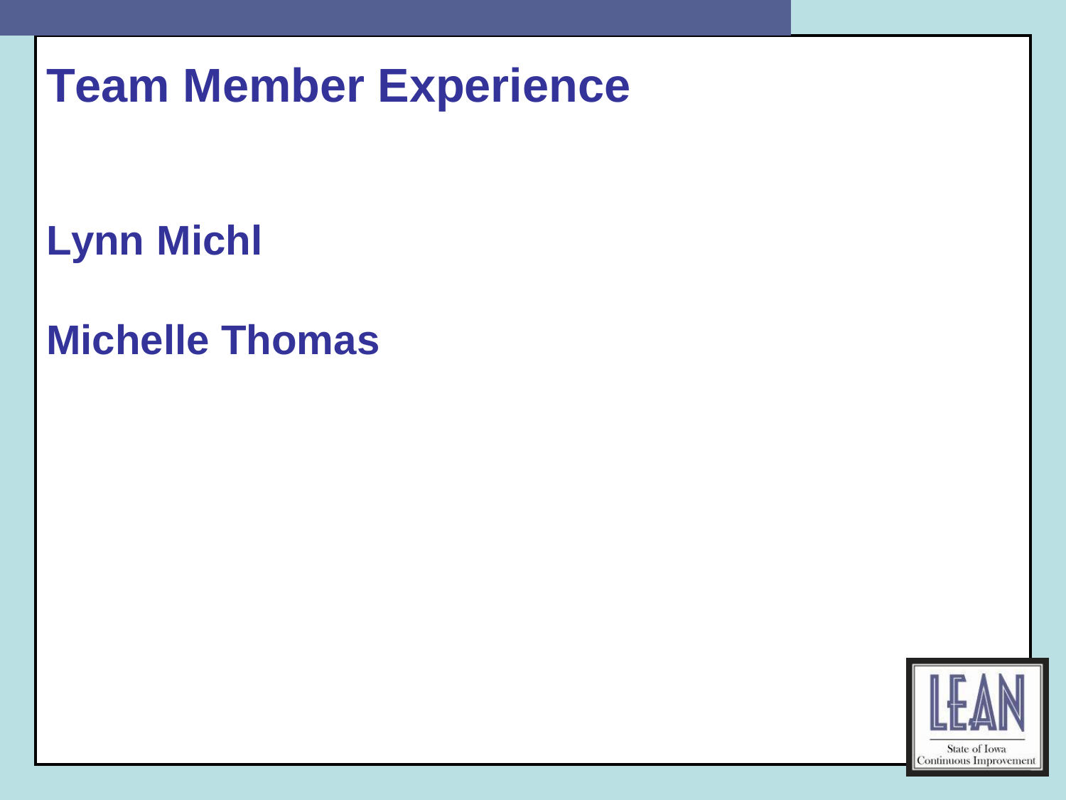# Team Member Experience

**Lynn Michl**

**Michelle Thomas**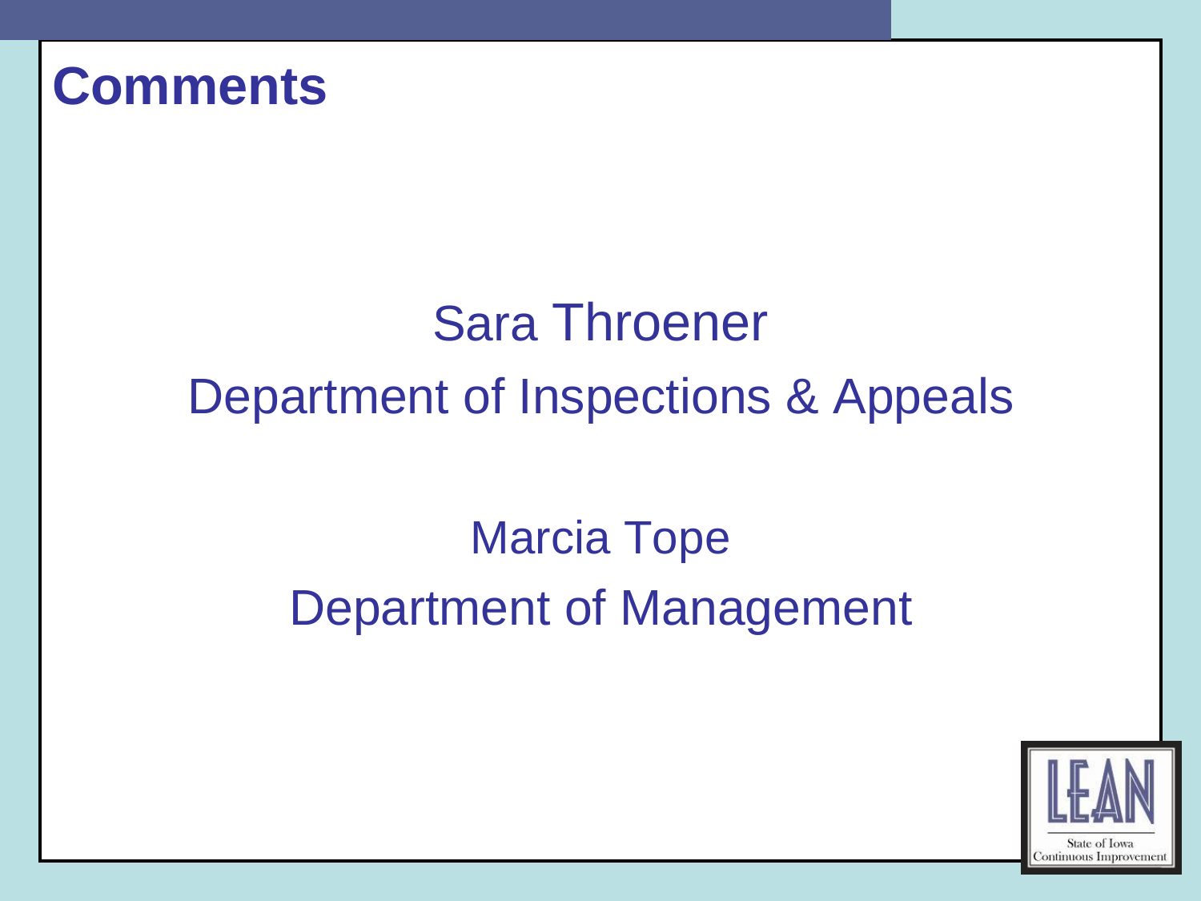# Comments

Sara Throener
Department of Inspections & Appeals

Marcia Tope
Department of Management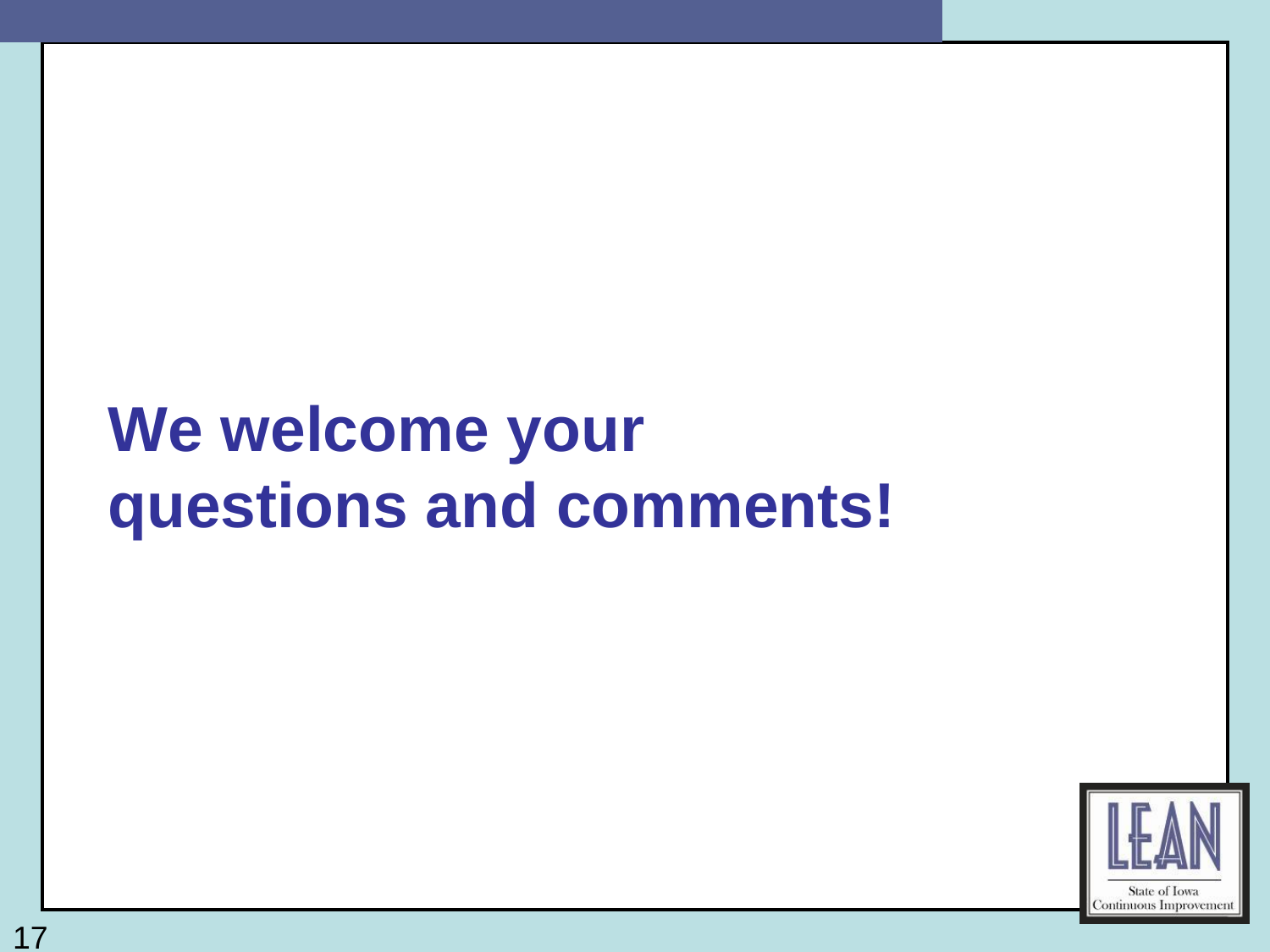# We welcome your questions and comments!

LEAN

State of Iowa
Continuous Improvement